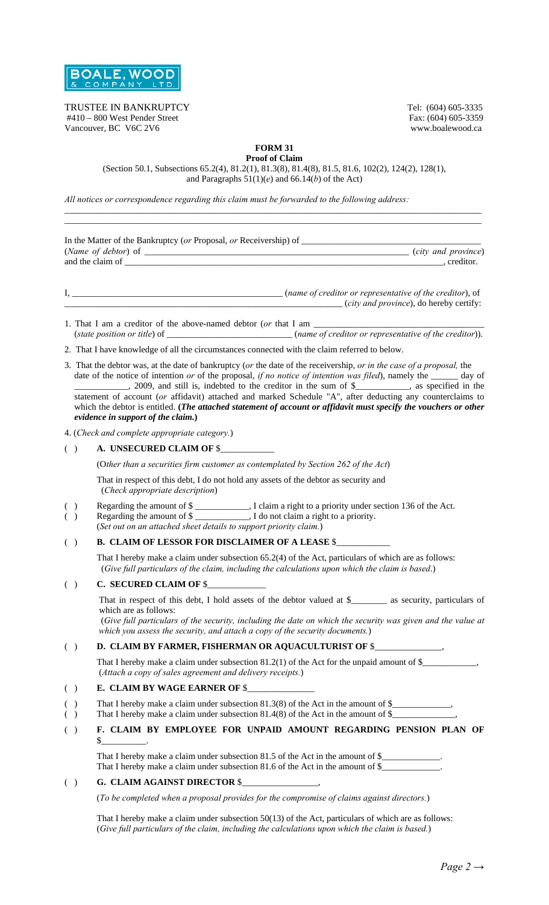BOALE, WOOD & COMPANY LTD.

TRUSTEE IN BANKRUPTCY
#410 – 800 West Pender Street
Vancouver, BC V6C 2V6

Tel: (604) 605-3335
Fax: (604) 605-3359
www.boalewood.ca

# FORM 31

## Proof of Claim

(Section 50.1, Subsections 65.2(4), 81.2(1), 81.3(8), 81.4(8), 81.5, 81.6, 102(2), 124(2), 128(1), and Paragraphs 51(1)(*e*) and 66.14(*b*) of the Act)

*All notices or correspondence regarding this claim must be forwarded to the following address:*

\_\_\_\_\_\_\_\_\_\_\_\_\_\_\_\_\_\_\_\_\_\_\_\_\_\_\_\_\_\_\_\_\_\_\_\_\_\_\_\_\_\_\_\_\_\_\_\_\_\_\_\_\_\_\_\_\_\_\_\_\_\_\_\_\_\_\_\_\_\_\_\_\_\_\_\_\_\_\_\_

\_\_\_\_\_\_\_\_\_\_\_\_\_\_\_\_\_\_\_\_\_\_\_\_\_\_\_\_\_\_\_\_\_\_\_\_\_\_\_\_\_\_\_\_\_\_\_\_\_\_\_\_\_\_\_\_\_\_\_\_\_\_\_\_\_\_\_\_\_\_\_\_\_\_\_\_\_\_\_\_

In the Matter of the Bankruptcy (*or* Proposal, *or* Receivership) of \_\_\_\_\_\_\_\_\_\_\_\_\_\_\_\_\_\_\_\_\_\_\_\_\_\_\_\_\_\_\_\_\_\_\_\_
(*Name of debtor*) of \_\_\_\_\_\_\_\_\_\_\_\_\_\_\_\_\_\_\_\_\_\_\_\_\_\_\_\_\_\_\_\_\_\_\_\_\_\_\_\_\_\_\_\_\_\_\_\_\_\_\_\_\_\_\_\_\_\_ (*city and province*)
and the claim of \_\_\_\_\_\_\_\_\_\_\_\_\_\_\_\_\_\_\_\_\_\_\_\_\_\_\_\_\_\_\_\_\_\_\_\_\_\_\_\_\_\_\_\_\_\_\_\_\_\_\_\_\_\_\_\_\_\_\_\_\_\_\_\_\_\_\_\_, creditor.

I, \_\_\_\_\_\_\_\_\_\_\_\_\_\_\_\_\_\_\_\_\_\_\_\_\_\_\_\_\_\_\_\_\_\_\_\_\_\_\_\_\_\_\_\_\_\_\_\_ (*name of creditor or representative of the creditor*), of
\_\_\_\_\_\_\_\_\_\_\_\_\_\_\_\_\_\_\_\_\_\_\_\_\_\_\_\_\_\_\_\_\_\_\_\_\_\_\_\_\_\_\_\_\_\_\_\_\_\_\_\_\_\_\_\_\_\_\_\_ (*city and province*), do hereby certify:

1. That I am a creditor of the above-named debtor (*or* that I am \_\_\_\_\_\_\_\_\_\_\_\_\_\_\_\_\_\_\_\_\_\_\_\_\_\_\_\_\_\_\_\_\_\_\_\_ (*state position or title*) of \_\_\_\_\_\_\_\_\_\_\_\_\_\_\_\_\_\_\_\_\_\_\_\_\_\_\_\_ (*name of creditor or representative of the creditor*)).

2. That I have knowledge of all the circumstances connected with the claim referred to below.

3. That the debtor was, at the date of bankruptcy (*or* the date of the receivership, *or in the case of a proposal,* the date of the notice of intention *or* of the proposal, *if no notice of intention was filed*), namely the \_\_\_\_\_\_ day of \_\_\_\_\_\_\_\_\_\_\_\_, 2009, and still is, indebted to the creditor in the sum of $\_\_\_\_\_\_\_\_\_\_\_\_, as specified in the statement of account (*or* affidavit) attached and marked Schedule "A", after deducting any counterclaims to which the debtor is entitled. (***The attached statement of account or affidavit must specify the vouchers or other evidence in support of the claim.***)

4. (*Check and complete appropriate category.*)

( ) **A. UNSECURED CLAIM OF** $\_\_\_\_\_\_\_\_\_\_\_\_

(*Other than a securities firm customer as contemplated by Section 262 of the Act*)

That in respect of this debt, I do not hold any assets of the debtor as security and
(*Check appropriate description*)

( ) Regarding the amount of $ \_\_\_\_\_\_\_\_\_\_\_\_, I claim a right to a priority under section 136 of the Act.
( ) Regarding the amount of $ \_\_\_\_\_\_\_\_\_\_\_\_, I do not claim a right to a priority.
(*Set out on an attached sheet details to support priority claim.*)

( ) **B. CLAIM OF LESSOR FOR DISCLAIMER OF A LEASE** $\_\_\_\_\_\_\_\_\_\_\_\_

That I hereby make a claim under subsection 65.2(4) of the Act, particulars of which are as follows:
(*Give full particulars of the claim, including the calculations upon which the claim is based*.)

( ) **C. SECURED CLAIM OF** $\_\_\_\_\_\_\_\_\_\_\_\_\_

That in respect of this debt, I hold assets of the debtor valued at $\_\_\_\_\_\_\_\_ as security, particulars of which are as follows:
(*Give full particulars of the security, including the date on which the security was given and the value at which you assess the security, and attach a copy of the security documents.*)

( ) **D. CLAIM BY FARMER, FISHERMAN OR AQUACULTURIST OF** $\_\_\_\_\_\_\_\_\_\_\_\_\_\_\_,

That I hereby make a claim under subsection 81.2(1) of the Act for the unpaid amount of $\_\_\_\_\_\_\_\_\_\_\_\_,
(*Attach a copy of sales agreement and delivery receipts.*)

( ) **E. CLAIM BY WAGE EARNER OF** $\_\_\_\_\_\_\_\_\_\_\_\_\_\_\_

( ) That I hereby make a claim under subsection 81.3(8) of the Act in the amount of $\_\_\_\_\_\_\_\_\_\_\_\_\_,
( ) That I hereby make a claim under subsection 81.4(8) of the Act in the amount of $\_\_\_\_\_\_\_\_\_\_\_\_\_\_,

( ) **F. CLAIM BY EMPLOYEE FOR UNPAID AMOUNT REGARDING PENSION PLAN OF** $\_\_\_\_\_\_\_\_\_\_.

That I hereby make a claim under subsection 81.5 of the Act in the amount of $\_\_\_\_\_\_\_\_\_\_\_\_\_.
That I hereby make a claim under subsection 81.6 of the Act in the amount of $\_\_\_\_\_\_\_\_\_\_\_\_\_.

( ) **G. CLAIM AGAINST DIRECTOR** $\_\_\_\_\_\_\_\_\_\_\_\_\_\_\_\_\_,

(*To be completed when a proposal provides for the compromise of claims against directors.*)

That I hereby make a claim under subsection 50(13) of the Act, particulars of which are as follows:
(*Give full particulars of the claim, including the calculations upon which the claim is based.*)

*Page 2 →*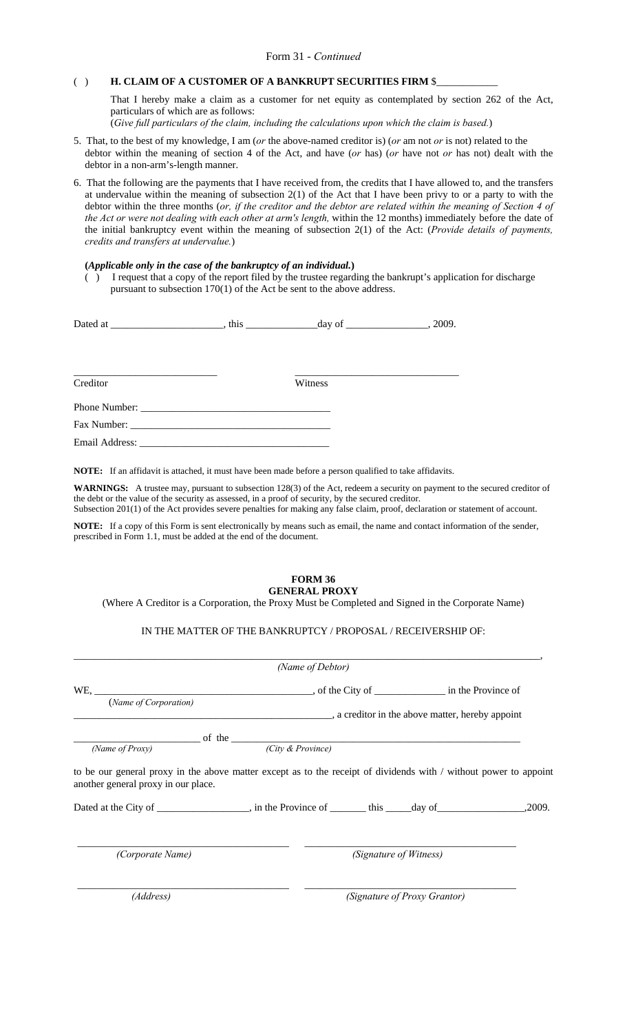Form 31 - *Continued*

( ) **H. CLAIM OF A CUSTOMER OF A BANKRUPT SECURITIES FIRM** $___________

That I hereby make a claim as a customer for net equity as contemplated by section 262 of the Act, particulars of which are as follows:
(*Give full particulars of the claim, including the calculations upon which the claim is based.*)

5. That, to the best of my knowledge, I am (*or* the above-named creditor is) (*or* am not *or* is not) related to the debtor within the meaning of section 4 of the Act, and have (*or* has) (*or* have not *or* has not) dealt with the debtor in a non-arm's-length manner.

6. That the following are the payments that I have received from, the credits that I have allowed to, and the transfers at undervalue within the meaning of subsection 2(1) of the Act that I have been privy to or a party to with the debtor within the three months (*or, if the creditor and the debtor are related within the meaning of Section 4 of the Act or were not dealing with each other at arm's length,* within the 12 months) immediately before the date of the initial bankruptcy event within the meaning of subsection 2(1) of the Act: (*Provide details of payments, credits and transfers at undervalue.*)

**(*Applicable only in the case of the bankruptcy of an individual.*)**

( ) I request that a copy of the report filed by the trustee regarding the bankrupt's application for discharge pursuant to subsection 170(1) of the Act be sent to the above address.

Dated at ____________________, this ____________day of ______________, 2009.

_________________________ ____________________________

Creditor Witness

Phone Number: ________________________________

Fax Number: __________________________________

Email Address: ________________________________

**NOTE:** If an affidavit is attached, it must have been made before a person qualified to take affidavits.

**WARNINGS:** A trustee may, pursuant to subsection 128(3) of the Act, redeem a security on payment to the secured creditor of the debt or the value of the security as assessed, in a proof of security, by the secured creditor.
Subsection 201(1) of the Act provides severe penalties for making any false claim, proof, declaration or statement of account.

**NOTE:** If a copy of this Form is sent electronically by means such as email, the name and contact information of the sender, prescribed in Form 1.1, must be added at the end of the document.

## FORM 36
## GENERAL PROXY

(Where A Creditor is a Corporation, the Proxy Must be Completed and Signed in the Corporate Name)

IN THE MATTER OF THE BANKRUPTCY / PROPOSAL / RECEIVERSHIP OF:

________________________________________________________________________________,
*(Name of Debtor)*

WE, ______________________________________, of the City of _____________ in the Province of
(*Name of Corporation*)
________________________________________________, a creditor in the above matter, hereby appoint

______________________ of the ____________________________________________________
*(Name of Proxy)* *(City & Province)*

to be our general proxy in the above matter except as to the receipt of dividends with / without power to appoint another general proxy in our place.

Dated at the City of _________________, in the Province of _______ this _____day of_______________,2009.

____________________________________ ____________________________________
*(Corporate Name)* *(Signature of Witness)*

____________________________________ ____________________________________
*(Address)* *(Signature of Proxy Grantor)*